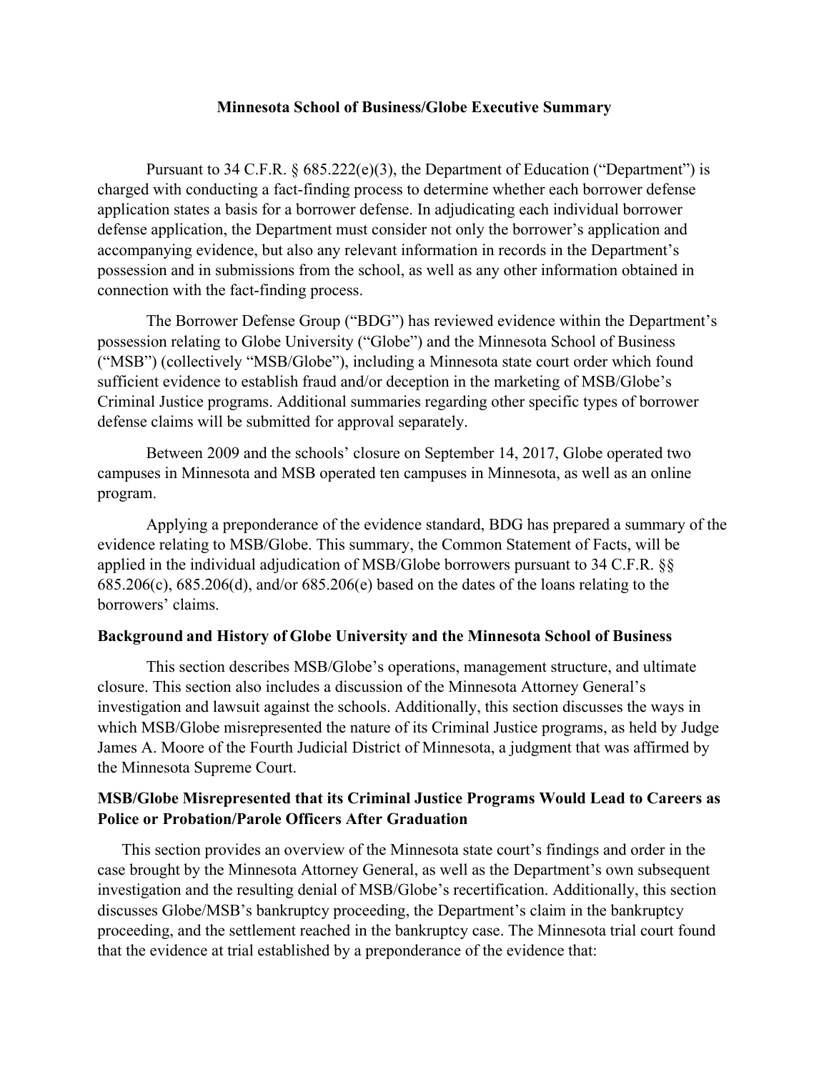# Minnesota School of Business/Globe Executive Summary

Pursuant to 34 C.F.R. § 685.222(e)(3), the Department of Education ("Department") is charged with conducting a fact-finding process to determine whether each borrower defense application states a basis for a borrower defense. In adjudicating each individual borrower defense application, the Department must consider not only the borrower's application and accompanying evidence, but also any relevant information in records in the Department's possession and in submissions from the school, as well as any other information obtained in connection with the fact-finding process.

The Borrower Defense Group ("BDG") has reviewed evidence within the Department's possession relating to Globe University ("Globe") and the Minnesota School of Business ("MSB") (collectively "MSB/Globe"), including a Minnesota state court order which found sufficient evidence to establish fraud and/or deception in the marketing of MSB/Globe's Criminal Justice programs. Additional summaries regarding other specific types of borrower defense claims will be submitted for approval separately.

Between 2009 and the schools' closure on September 14, 2017, Globe operated two campuses in Minnesota and MSB operated ten campuses in Minnesota, as well as an online program.

Applying a preponderance of the evidence standard, BDG has prepared a summary of the evidence relating to MSB/Globe. This summary, the Common Statement of Facts, will be applied in the individual adjudication of MSB/Globe borrowers pursuant to 34 C.F.R. §§ 685.206(c), 685.206(d), and/or 685.206(e) based on the dates of the loans relating to the borrowers' claims.

### Background and History of Globe University and the Minnesota School of Business

This section describes MSB/Globe's operations, management structure, and ultimate closure. This section also includes a discussion of the Minnesota Attorney General's investigation and lawsuit against the schools. Additionally, this section discusses the ways in which MSB/Globe misrepresented the nature of its Criminal Justice programs, as held by Judge James A. Moore of the Fourth Judicial District of Minnesota, a judgment that was affirmed by the Minnesota Supreme Court.

### MSB/Globe Misrepresented that its Criminal Justice Programs Would Lead to Careers as Police or Probation/Parole Officers After Graduation

This section provides an overview of the Minnesota state court's findings and order in the case brought by the Minnesota Attorney General, as well as the Department's own subsequent investigation and the resulting denial of MSB/Globe's recertification. Additionally, this section discusses Globe/MSB's bankruptcy proceeding, the Department's claim in the bankruptcy proceeding, and the settlement reached in the bankruptcy case. The Minnesota trial court found that the evidence at trial established by a preponderance of the evidence that: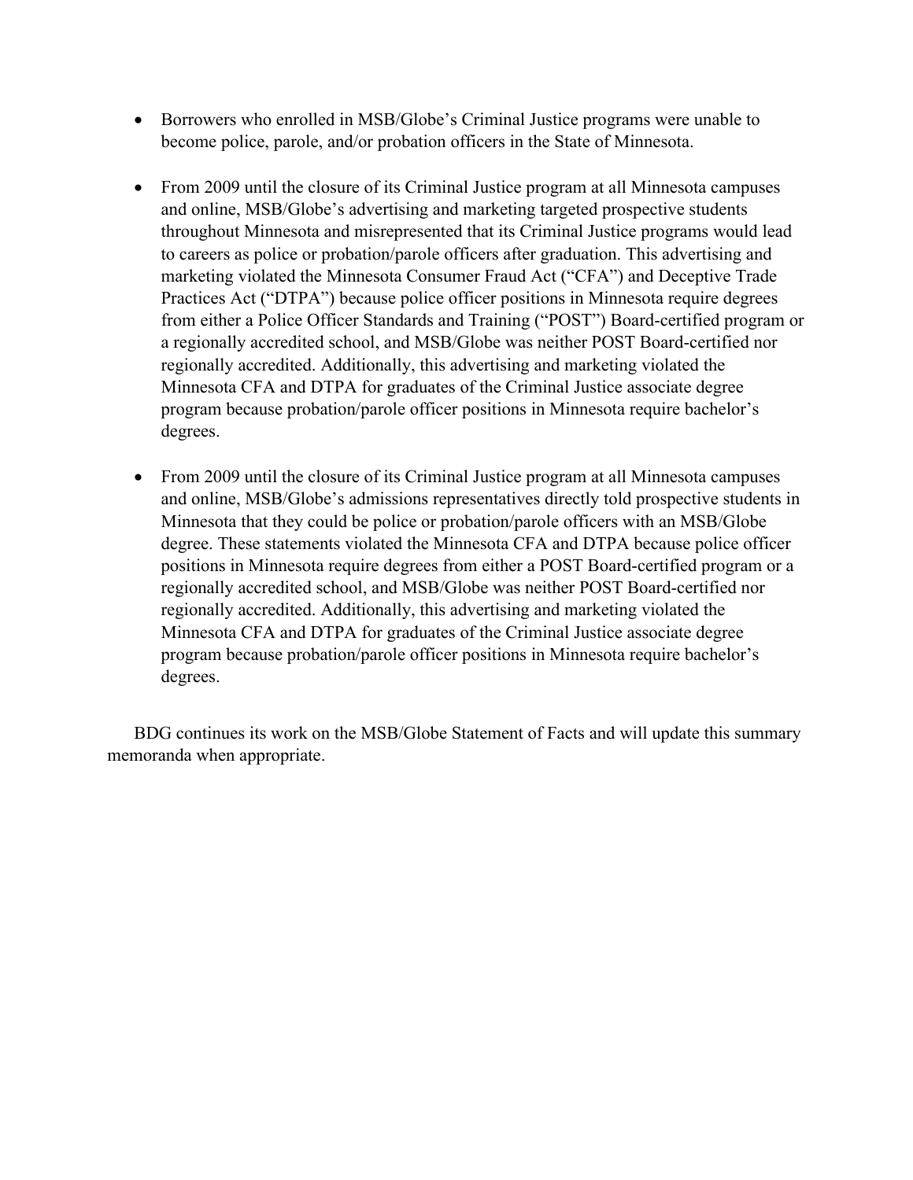- Borrowers who enrolled in MSB/Globe's Criminal Justice programs were unable to become police, parole, and/or probation officers in the State of Minnesota.

- From 2009 until the closure of its Criminal Justice program at all Minnesota campuses and online, MSB/Globe's advertising and marketing targeted prospective students throughout Minnesota and misrepresented that its Criminal Justice programs would lead to careers as police or probation/parole officers after graduation. This advertising and marketing violated the Minnesota Consumer Fraud Act ("CFA") and Deceptive Trade Practices Act ("DTPA") because police officer positions in Minnesota require degrees from either a Police Officer Standards and Training ("POST") Board-certified program or a regionally accredited school, and MSB/Globe was neither POST Board-certified nor regionally accredited. Additionally, this advertising and marketing violated the Minnesota CFA and DTPA for graduates of the Criminal Justice associate degree program because probation/parole officer positions in Minnesota require bachelor's degrees.

- From 2009 until the closure of its Criminal Justice program at all Minnesota campuses and online, MSB/Globe's admissions representatives directly told prospective students in Minnesota that they could be police or probation/parole officers with an MSB/Globe degree. These statements violated the Minnesota CFA and DTPA because police officer positions in Minnesota require degrees from either a POST Board-certified program or a regionally accredited school, and MSB/Globe was neither POST Board-certified nor regionally accredited. Additionally, this advertising and marketing violated the Minnesota CFA and DTPA for graduates of the Criminal Justice associate degree program because probation/parole officer positions in Minnesota require bachelor's degrees.

BDG continues its work on the MSB/Globe Statement of Facts and will update this summary memoranda when appropriate.